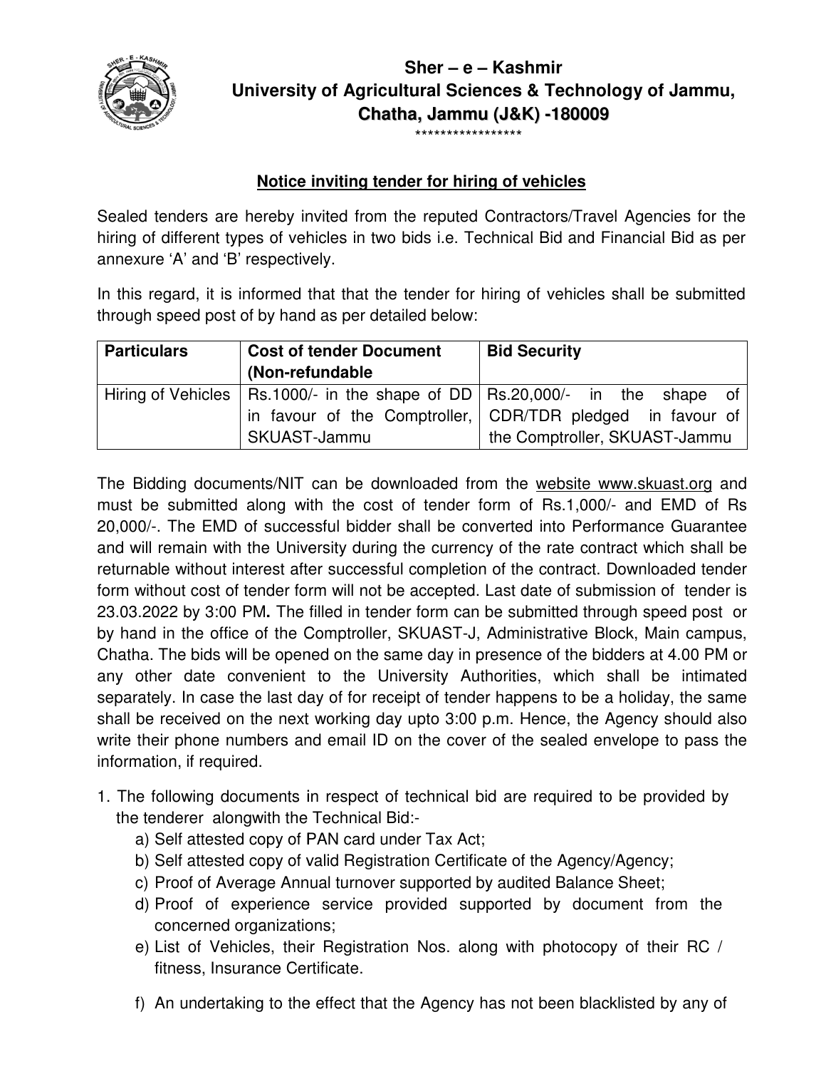# Sher – e – Kashmir
# University of Agricultural Sciences & Technology of Jammu, Chatha, Jammu (J&K) -180009

*****************

## Notice inviting tender for hiring of vehicles

Sealed tenders are hereby invited from the reputed Contractors/Travel Agencies for the hiring of different types of vehicles in two bids i.e. Technical Bid and Financial Bid as per annexure 'A' and 'B' respectively.

In this regard, it is informed that that the tender for hiring of vehicles shall be submitted through speed post of by hand as per detailed below:

| Particulars | Cost of tender Document (Non-refundable | Bid Security |
|---|---|---|
| Hiring of Vehicles | Rs.1000/- in the shape of DD in favour of the Comptroller, SKUAST-Jammu | Rs.20,000/- in the shape of CDR/TDR pledged in favour of the Comptroller, SKUAST-Jammu |

The Bidding documents/NIT can be downloaded from the website www.skuast.org and must be submitted along with the cost of tender form of Rs.1,000/- and EMD of Rs 20,000/-. The EMD of successful bidder shall be converted into Performance Guarantee and will remain with the University during the currency of the rate contract which shall be returnable without interest after successful completion of the contract. Downloaded tender form without cost of tender form will not be accepted. Last date of submission of tender is 23.03.2022 by 3:00 PM**.** The filled in tender form can be submitted through speed post or by hand in the office of the Comptroller, SKUAST-J, Administrative Block, Main campus, Chatha. The bids will be opened on the same day in presence of the bidders at 4.00 PM or any other date convenient to the University Authorities, which shall be intimated separately. In case the last day of for receipt of tender happens to be a holiday, the same shall be received on the next working day upto 3:00 p.m. Hence, the Agency should also write their phone numbers and email ID on the cover of the sealed envelope to pass the information, if required.

1. The following documents in respect of technical bid are required to be provided by the tenderer alongwith the Technical Bid:-
   a) Self attested copy of PAN card under Tax Act;
   b) Self attested copy of valid Registration Certificate of the Agency/Agency;
   c) Proof of Average Annual turnover supported by audited Balance Sheet;
   d) Proof of experience service provided supported by document from the concerned organizations;
   e) List of Vehicles, their Registration Nos. along with photocopy of their RC / fitness, Insurance Certificate.
   f) An undertaking to the effect that the Agency has not been blacklisted by any of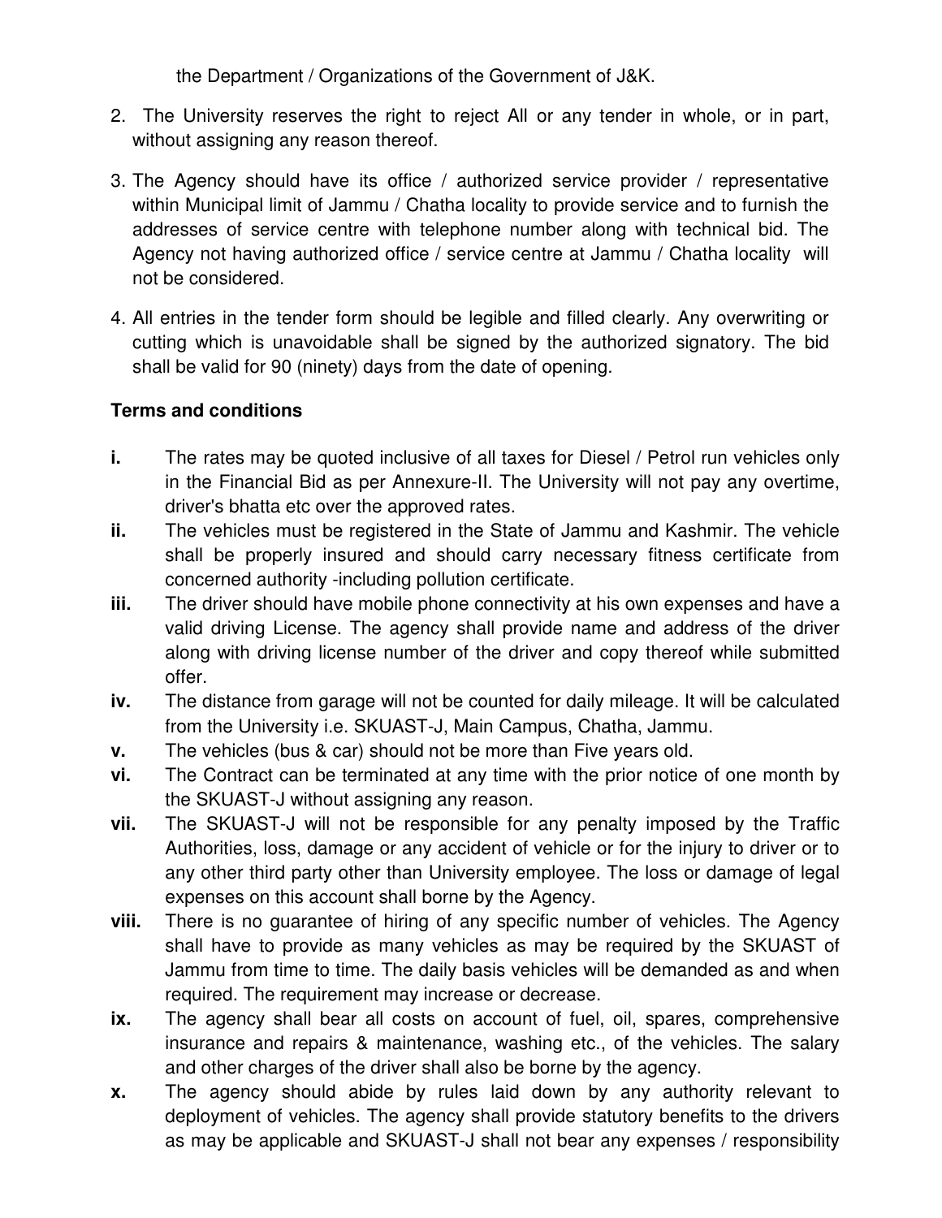the Department / Organizations of the Government of J&K.

2. The University reserves the right to reject All or any tender in whole, or in part, without assigning any reason thereof.

3. The Agency should have its office / authorized service provider / representative within Municipal limit of Jammu / Chatha locality to provide service and to furnish the addresses of service centre with telephone number along with technical bid. The Agency not having authorized office / service centre at Jammu / Chatha locality will not be considered.

4. All entries in the tender form should be legible and filled clearly. Any overwriting or cutting which is unavoidable shall be signed by the authorized signatory. The bid shall be valid for 90 (ninety) days from the date of opening.

**Terms and conditions**

**i.** The rates may be quoted inclusive of all taxes for Diesel / Petrol run vehicles only in the Financial Bid as per Annexure-II. The University will not pay any overtime, driver's bhatta etc over the approved rates.

**ii.** The vehicles must be registered in the State of Jammu and Kashmir. The vehicle shall be properly insured and should carry necessary fitness certificate from concerned authority -including pollution certificate.

**iii.** The driver should have mobile phone connectivity at his own expenses and have a valid driving License. The agency shall provide name and address of the driver along with driving license number of the driver and copy thereof while submitted offer.

**iv.** The distance from garage will not be counted for daily mileage. It will be calculated from the University i.e. SKUAST-J, Main Campus, Chatha, Jammu.

**v.** The vehicles (bus & car) should not be more than Five years old.

**vi.** The Contract can be terminated at any time with the prior notice of one month by the SKUAST-J without assigning any reason.

**vii.** The SKUAST-J will not be responsible for any penalty imposed by the Traffic Authorities, loss, damage or any accident of vehicle or for the injury to driver or to any other third party other than University employee. The loss or damage of legal expenses on this account shall borne by the Agency.

**viii.** There is no guarantee of hiring of any specific number of vehicles. The Agency shall have to provide as many vehicles as may be required by the SKUAST of Jammu from time to time. The daily basis vehicles will be demanded as and when required. The requirement may increase or decrease.

**ix.** The agency shall bear all costs on account of fuel, oil, spares, comprehensive insurance and repairs & maintenance, washing etc., of the vehicles. The salary and other charges of the driver shall also be borne by the agency.

**x.** The agency should abide by rules laid down by any authority relevant to deployment of vehicles. The agency shall provide statutory benefits to the drivers as may be applicable and SKUAST-J shall not bear any expenses / responsibility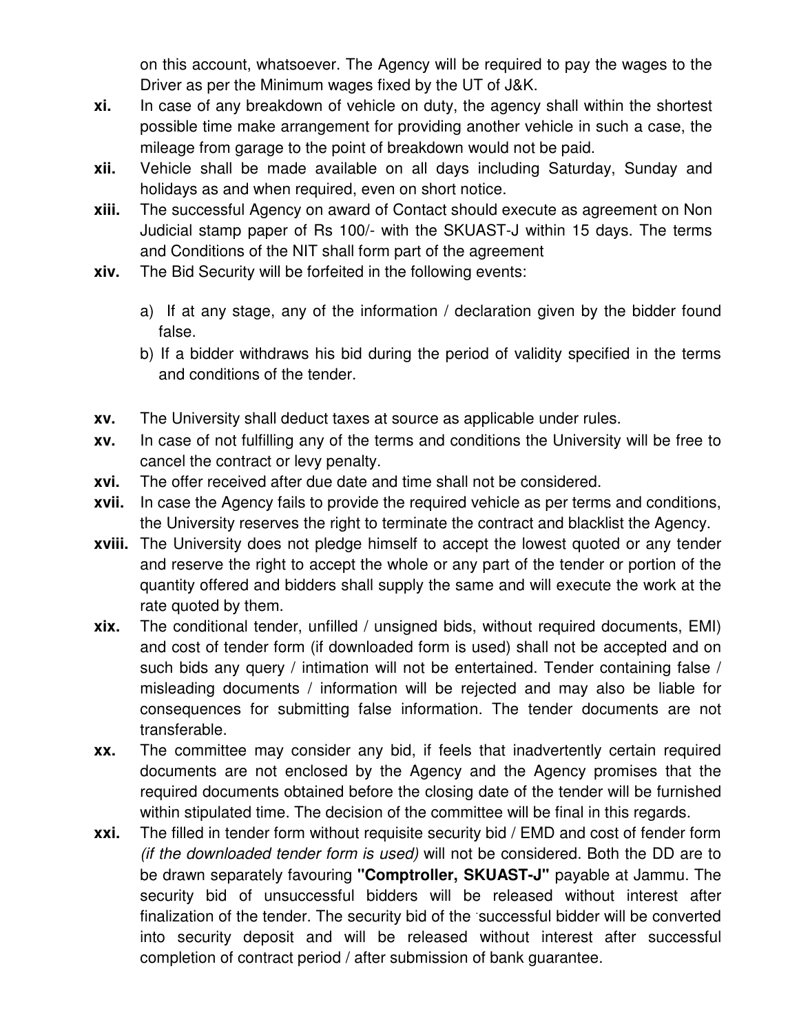on this account, whatsoever. The Agency will be required to pay the wages to the Driver as per the Minimum wages fixed by the UT of J&K.

**xi.** In case of any breakdown of vehicle on duty, the agency shall within the shortest possible time make arrangement for providing another vehicle in such a case, the mileage from garage to the point of breakdown would not be paid.

**xii.** Vehicle shall be made available on all days including Saturday, Sunday and holidays as and when required, even on short notice.

**xiii.** The successful Agency on award of Contact should execute as agreement on Non Judicial stamp paper of Rs 100/- with the SKUAST-J within 15 days. The terms and Conditions of the NIT shall form part of the agreement

**xiv.** The Bid Security will be forfeited in the following events:

a) If at any stage, any of the information / declaration given by the bidder found false.

b) If a bidder withdraws his bid during the period of validity specified in the terms and conditions of the tender.

**xv.** The University shall deduct taxes at source as applicable under rules.

**xv.** In case of not fulfilling any of the terms and conditions the University will be free to cancel the contract or levy penalty.

**xvi.** The offer received after due date and time shall not be considered.

**xvii.** In case the Agency fails to provide the required vehicle as per terms and conditions, the University reserves the right to terminate the contract and blacklist the Agency.

**xviii.** The University does not pledge himself to accept the lowest quoted or any tender and reserve the right to accept the whole or any part of the tender or portion of the quantity offered and bidders shall supply the same and will execute the work at the rate quoted by them.

**xix.** The conditional tender, unfilled / unsigned bids, without required documents, EMI) and cost of tender form (if downloaded form is used) shall not be accepted and on such bids any query / intimation will not be entertained. Tender containing false / misleading documents / information will be rejected and may also be liable for consequences for submitting false information. The tender documents are not transferable.

**xx.** The committee may consider any bid, if feels that inadvertently certain required documents are not enclosed by the Agency and the Agency promises that the required documents obtained before the closing date of the tender will be furnished within stipulated time. The decision of the committee will be final in this regards.

**xxi.** The filled in tender form without requisite security bid / EMD and cost of fender form *(if the downloaded tender form is used)* will not be considered. Both the DD are to be drawn separately favouring **"Comptroller, SKUAST-J"** payable at Jammu. The security bid of unsuccessful bidders will be released without interest after finalization of the tender. The security bid of the successful bidder will be converted into security deposit and will be released without interest after successful completion of contract period / after submission of bank guarantee.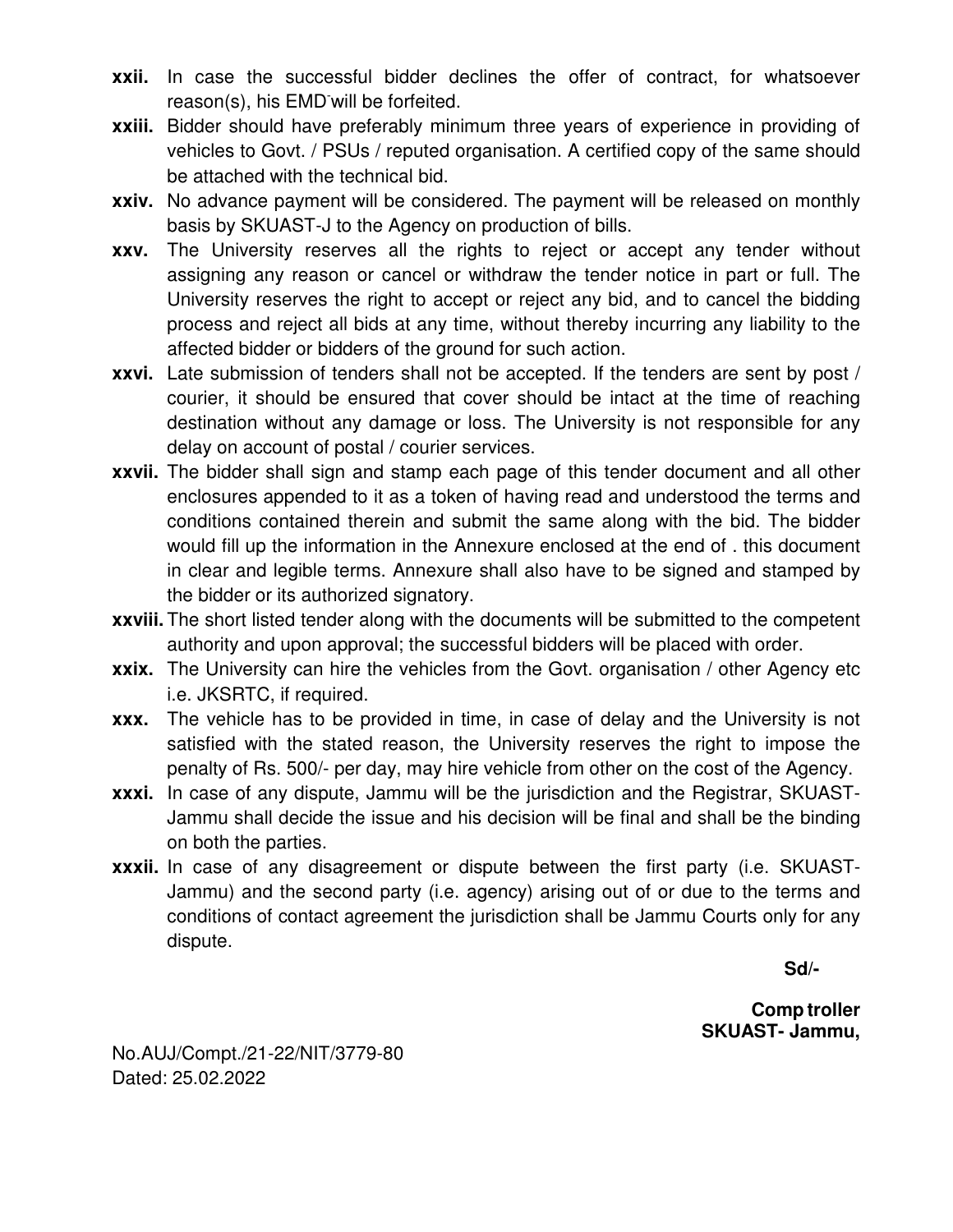- **xxii.** In case the successful bidder declines the offer of contract, for whatsoever reason(s), his EMD will be forfeited.
- **xxiii.** Bidder should have preferably minimum three years of experience in providing of vehicles to Govt. / PSUs / reputed organisation. A certified copy of the same should be attached with the technical bid.
- **xxiv.** No advance payment will be considered. The payment will be released on monthly basis by SKUAST-J to the Agency on production of bills.
- **xxv.** The University reserves all the rights to reject or accept any tender without assigning any reason or cancel or withdraw the tender notice in part or full. The University reserves the right to accept or reject any bid, and to cancel the bidding process and reject all bids at any time, without thereby incurring any liability to the affected bidder or bidders of the ground for such action.
- **xxvi.** Late submission of tenders shall not be accepted. If the tenders are sent by post / courier, it should be ensured that cover should be intact at the time of reaching destination without any damage or loss. The University is not responsible for any delay on account of postal / courier services.
- **xxvii.** The bidder shall sign and stamp each page of this tender document and all other enclosures appended to it as a token of having read and understood the terms and conditions contained therein and submit the same along with the bid. The bidder would fill up the information in the Annexure enclosed at the end of . this document in clear and legible terms. Annexure shall also have to be signed and stamped by the bidder or its authorized signatory.
- **xxviii.** The short listed tender along with the documents will be submitted to the competent authority and upon approval; the successful bidders will be placed with order.
- **xxix.** The University can hire the vehicles from the Govt. organisation / other Agency etc i.e. JKSRTC, if required.
- **xxx.** The vehicle has to be provided in time, in case of delay and the University is not satisfied with the stated reason, the University reserves the right to impose the penalty of Rs. 500/- per day, may hire vehicle from other on the cost of the Agency.
- **xxxi.** In case of any dispute, Jammu will be the jurisdiction and the Registrar, SKUAST-Jammu shall decide the issue and his decision will be final and shall be the binding on both the parties.
- **xxxii.** In case of any disagreement or dispute between the first party (i.e. SKUAST-Jammu) and the second party (i.e. agency) arising out of or due to the terms and conditions of contact agreement the jurisdiction shall be Jammu Courts only for any dispute.

**Sd/-**

**Comp troller**
**SKUAST- Jammu,**

No.AUJ/Compt./21-22/NIT/3779-80
Dated: 25.02.2022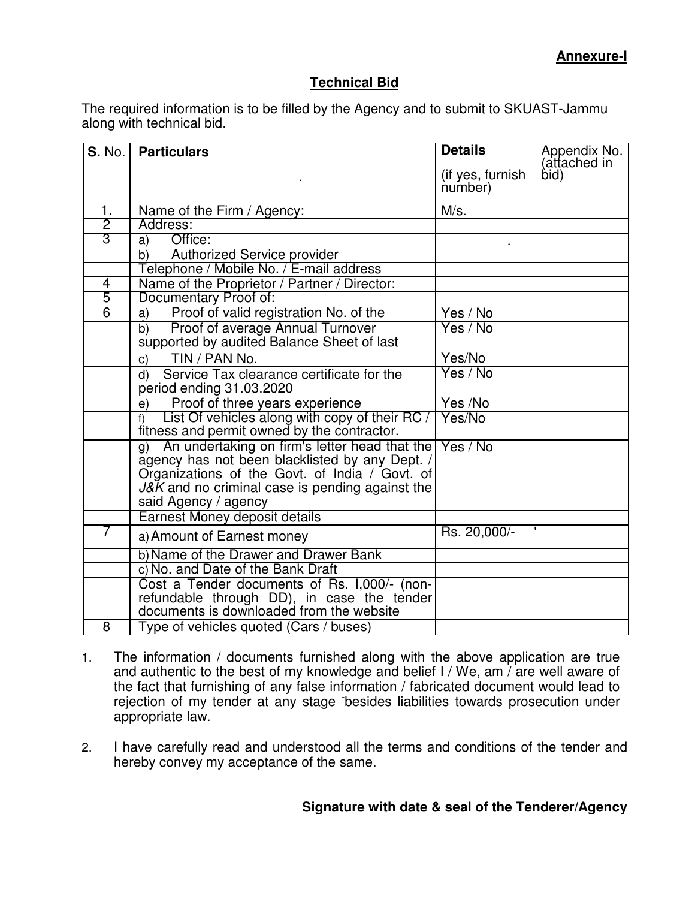**Annexure-I**

## Technical Bid

The required information is to be filled by the Agency and to submit to SKUAST-Jammu along with technical bid.

| S. No. | Particulars | Details (if yes, furnish number) | Appendix No. (attached in bid) |
|---|---|---|---|
| 1. | Name of the Firm / Agency: | M/s. | |
| 2 | Address: | | |
| 3 | a) Office: | . | |
| | b) Authorized Service provider | | |
| | Telephone / Mobile No. / E-mail address | | |
| 4 | Name of the Proprietor / Partner / Director: | | |
| 5 | Documentary Proof of: | | |
| 6 | a) Proof of valid registration No. of the | Yes / No | |
| | b) Proof of average Annual Turnover supported by audited Balance Sheet of last | Yes / No | |
| | c) TIN / PAN No. | Yes/No | |
| | d) Service Tax clearance certificate for the period ending 31.03.2020 | Yes / No | |
| | e) Proof of three years experience | Yes /No | |
| | f) List Of vehicles along with copy of their RC / fitness and permit owned by the contractor. | Yes/No | |
| | g) An undertaking on firm's letter head that the agency has not been blacklisted by any Dept. / Organizations of the Govt. of India / Govt. of *J&K* and no criminal case is pending against the said Agency / agency | Yes / No | |
| | Earnest Money deposit details | | |
| 7 | a) Amount of Earnest money | Rs. 20,000/- | |
| | b) Name of the Drawer and Drawer Bank | | |
| | c) No. and Date of the Bank Draft | | |
| | Cost a Tender documents of Rs. I,000/- (non-refundable through DD), in case the tender documents is downloaded from the website | | |
| 8 | Type of vehicles quoted (Cars / buses) | | |

1. The information / documents furnished along with the above application are true and authentic to the best of my knowledge and belief I / We, am / are well aware of the fact that furnishing of any false information / fabricated document would lead to rejection of my tender at any stage besides liabilities towards prosecution under appropriate law.

2. I have carefully read and understood all the terms and conditions of the tender and hereby convey my acceptance of the same.

**Signature with date & seal of the Tenderer/Agency**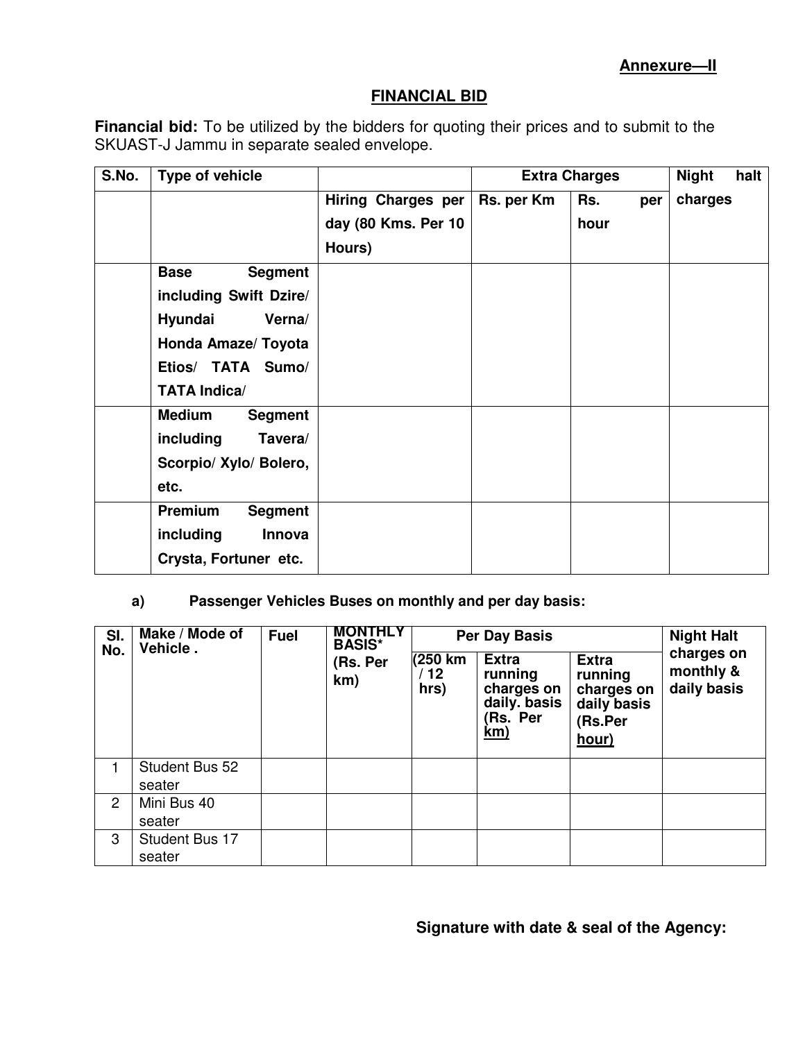**Annexure—II**

## FINANCIAL BID

**Financial bid:** To be utilized by the bidders for quoting their prices and to submit to the SKUAST-J Jammu in separate sealed envelope.

| S.No. | Type of vehicle | | Extra Charges | | Night halt charges |
|---|---|---|---|---|---|
| | | Hiring Charges per day (80 Kms. Per 10 Hours) | Rs. per Km | Rs. per hour | |
| | **Base Segment including Swift Dzire/ Hyundai Verna/ Honda Amaze/ Toyota Etios/ TATA Sumo/ TATA Indica/** | | | | |
| | **Medium Segment including Tavera/ Scorpio/ Xylo/ Bolero, etc.** | | | | |
| | **Premium Segment including Innova Crysta, Fortuner etc.** | | | | |

**a) Passenger Vehicles Buses on monthly and per day basis:**

| Sl. No. | Make / Mode of Vehicle . | Fuel | MONTHLY BASIS* (Rs. Per km) | Per Day Basis | | | Night Halt charges on monthly & daily basis |
|---|---|---|---|---|---|---|---|
| | | | | (250 km / 12 hrs) | Extra running charges on daily. basis (Rs. Per km) | Extra running charges on daily basis (Rs.Per hour) | |
| 1 | Student Bus 52 seater | | | | | | |
| 2 | Mini Bus 40 seater | | | | | | |
| 3 | Student Bus 17 seater | | | | | | |

**Signature with date & seal of the Agency:**